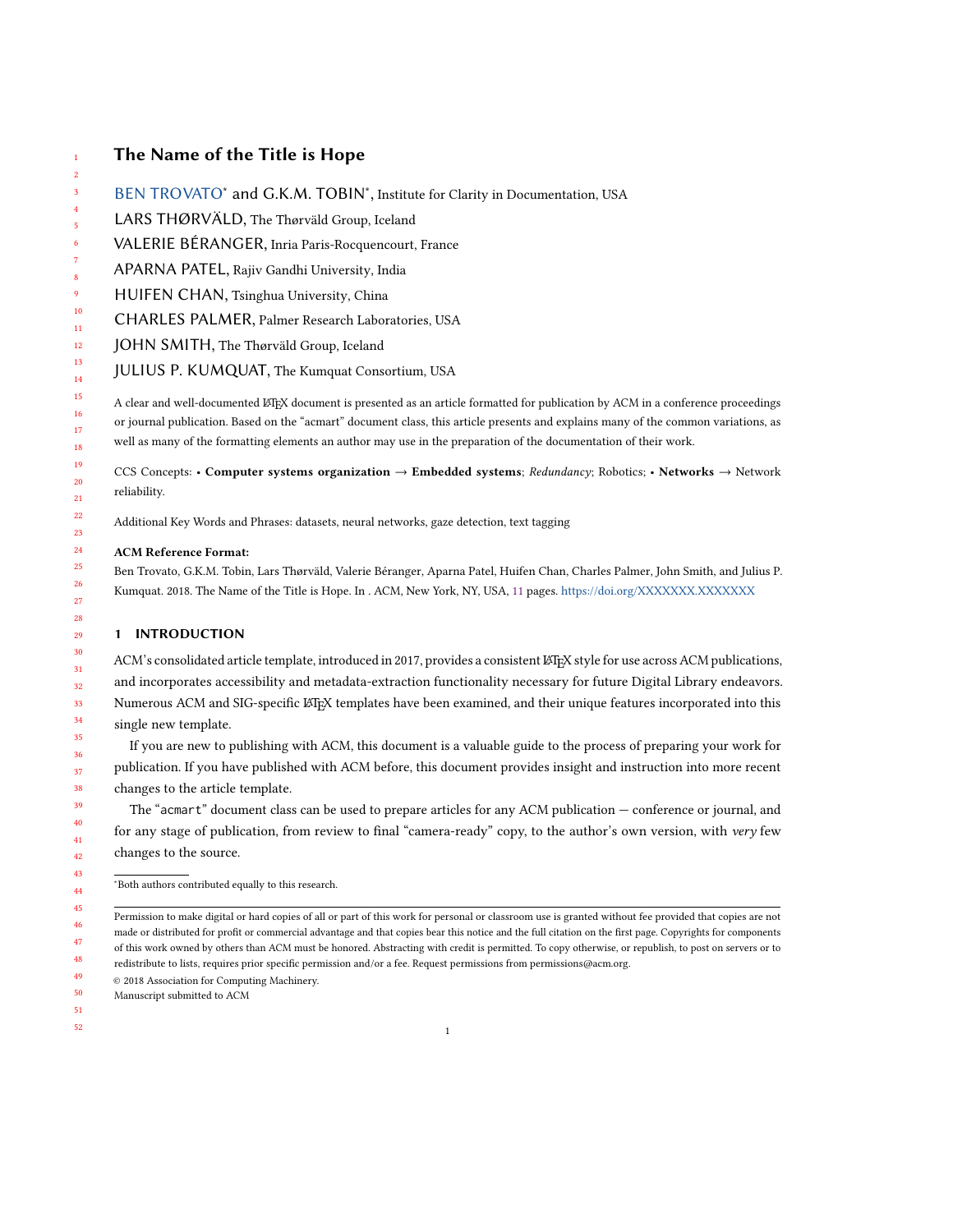# The Name of the Title is Hope

BEN TROVATO* and G.K.M. TOBIN*, Institute for Clarity in Documentation, USA

LARS THØRVÄLD, The Thørväld Group, Iceland

VALERIE BÉRANGER, Inria Paris-Rocquencourt, France

APARNA PATEL, Rajiv Gandhi University, India

HUIFEN CHAN, Tsinghua University, China

CHARLES PALMER, Palmer Research Laboratories, USA

JOHN SMITH, The Thørväld Group, Iceland

JULIUS P. KUMQUAT, The Kumquat Consortium, USA

A clear and well-documented LaTeX document is presented as an article formatted for publication by ACM in a conference proceedings or journal publication. Based on the "acmart" document class, this article presents and explains many of the common variations, as well as many of the formatting elements an author may use in the preparation of the documentation of their work.

CCS Concepts: • **Computer systems organization** → **Embedded systems**; *Redundancy*; Robotics; • **Networks** → Network reliability.

Additional Key Words and Phrases: datasets, neural networks, gaze detection, text tagging

**ACM Reference Format:**

Ben Trovato, G.K.M. Tobin, Lars Thørväld, Valerie Béranger, Aparna Patel, Huifen Chan, Charles Palmer, John Smith, and Julius P. Kumquat. 2018. The Name of the Title is Hope. In . ACM, New York, NY, USA, 11 pages. https://doi.org/XXXXXXX.XXXXXXX

## 1 INTRODUCTION

ACM's consolidated article template, introduced in 2017, provides a consistent LaTeX style for use across ACM publications, and incorporates accessibility and metadata-extraction functionality necessary for future Digital Library endeavors. Numerous ACM and SIG-specific LaTeX templates have been examined, and their unique features incorporated into this single new template.

If you are new to publishing with ACM, this document is a valuable guide to the process of preparing your work for publication. If you have published with ACM before, this document provides insight and instruction into more recent changes to the article template.

The "`acmart`" document class can be used to prepare articles for any ACM publication — conference or journal, and for any stage of publication, from review to final "camera-ready" copy, to the author's own version, with *very* few changes to the source.

*Both authors contributed equally to this research.

Permission to make digital or hard copies of all or part of this work for personal or classroom use is granted without fee provided that copies are not made or distributed for profit or commercial advantage and that copies bear this notice and the full citation on the first page. Copyrights for components of this work owned by others than ACM must be honored. Abstracting with credit is permitted. To copy otherwise, or republish, to post on servers or to redistribute to lists, requires prior specific permission and/or a fee. Request permissions from permissions@acm.org.

© 2018 Association for Computing Machinery.

Manuscript submitted to ACM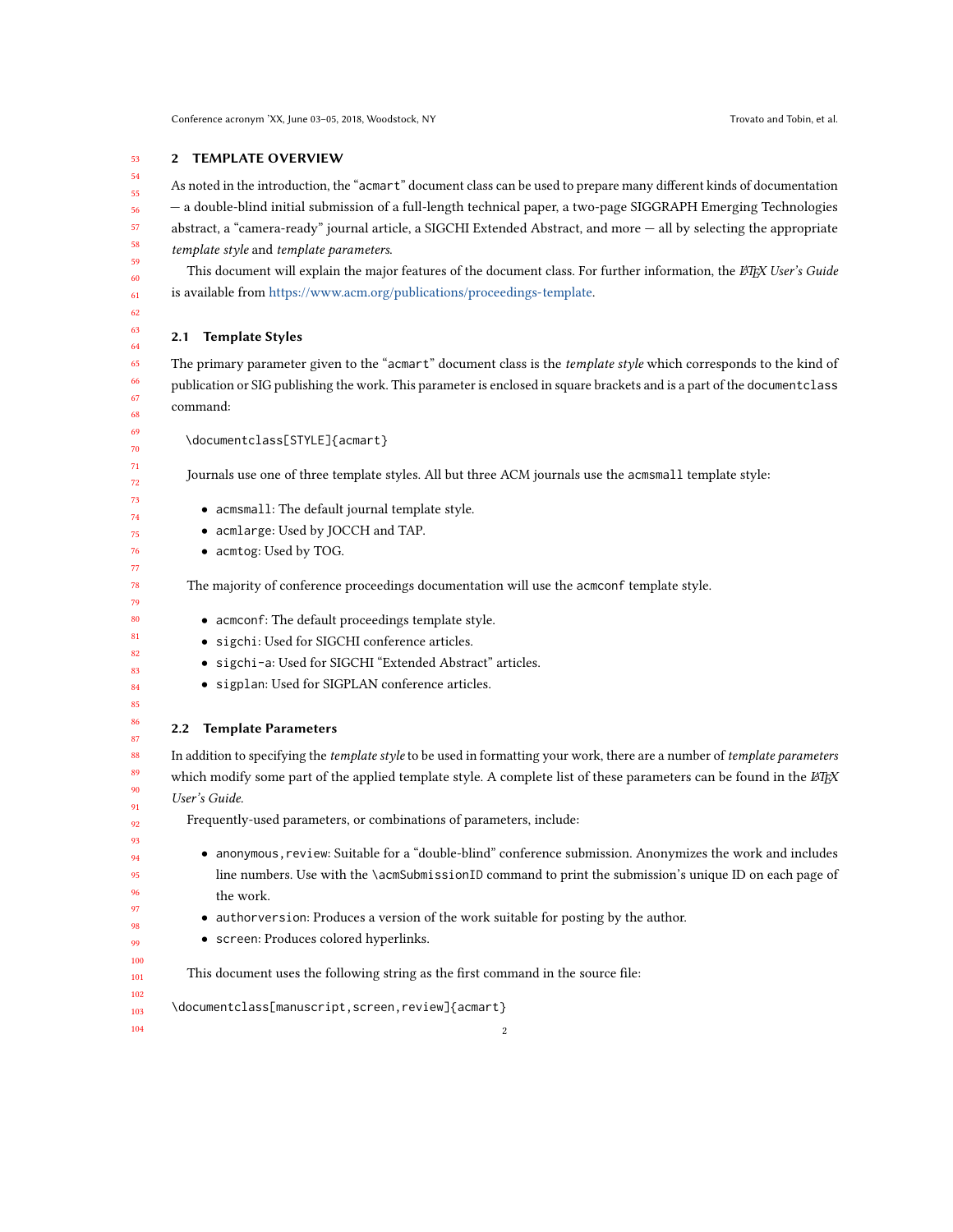## 2 TEMPLATE OVERVIEW

As noted in the introduction, the "`acmart`" document class can be used to prepare many different kinds of documentation — a double-blind initial submission of a full-length technical paper, a two-page SIGGRAPH Emerging Technologies abstract, a "camera-ready" journal article, a SIGCHI Extended Abstract, and more — all by selecting the appropriate *template style* and *template parameters*.

This document will explain the major features of the document class. For further information, the *LaTeX User's Guide* is available from https://www.acm.org/publications/proceedings-template.

### 2.1 Template Styles

The primary parameter given to the "`acmart`" document class is the *template style* which corresponds to the kind of publication or SIG publishing the work. This parameter is enclosed in square brackets and is a part of the `documentclass` command:

```
\documentclass[STYLE]{acmart}
```

Journals use one of three template styles. All but three ACM journals use the `acmsmall` template style:

- `acmsmall`: The default journal template style.
- `acmlarge`: Used by JOCCH and TAP.
- `acmtog`: Used by TOG.

The majority of conference proceedings documentation will use the `acmconf` template style.

- `acmconf`: The default proceedings template style.
- `sigchi`: Used for SIGCHI conference articles.
- `sigchi-a`: Used for SIGCHI "Extended Abstract" articles.
- `sigplan`: Used for SIGPLAN conference articles.

### 2.2 Template Parameters

In addition to specifying the *template style* to be used in formatting your work, there are a number of *template parameters* which modify some part of the applied template style. A complete list of these parameters can be found in the *LaTeX User's Guide.*

Frequently-used parameters, or combinations of parameters, include:

- `anonymous,review`: Suitable for a "double-blind" conference submission. Anonymizes the work and includes line numbers. Use with the `\acmSubmissionID` command to print the submission's unique ID on each page of the work.
- `authorversion`: Produces a version of the work suitable for posting by the author.
- `screen`: Produces colored hyperlinks.

This document uses the following string as the first command in the source file:

```
\documentclass[manuscript,screen,review]{acmart}
```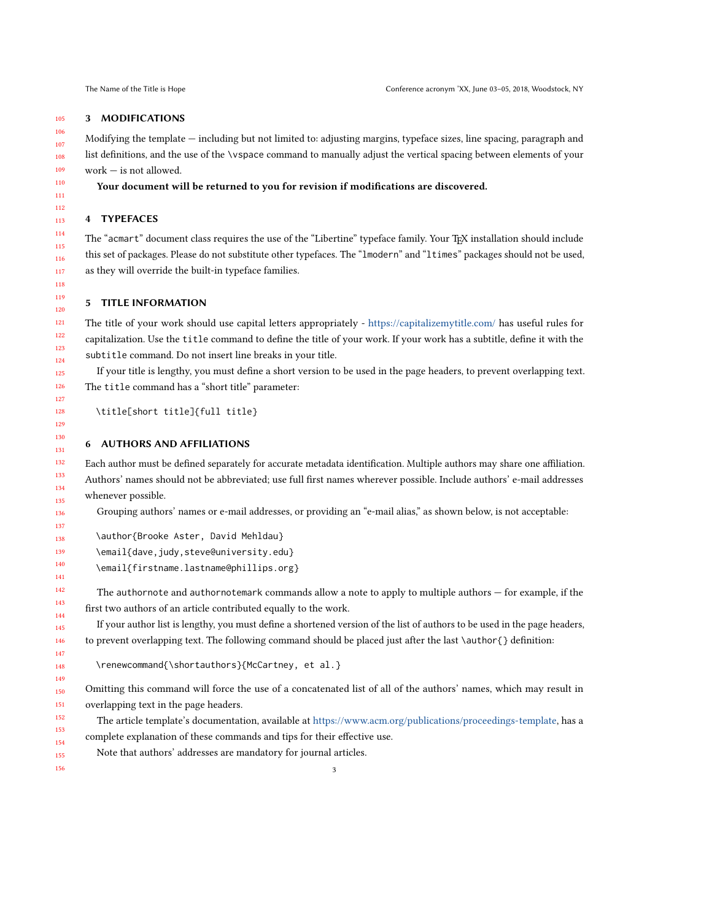## 3 MODIFICATIONS

Modifying the template — including but not limited to: adjusting margins, typeface sizes, line spacing, paragraph and list definitions, and the use of the \vspace command to manually adjust the vertical spacing between elements of your work — is not allowed.

**Your document will be returned to you for revision if modifications are discovered.**

## 4 TYPEFACES

The "acmart" document class requires the use of the "Libertine" typeface family. Your TeX installation should include this set of packages. Please do not substitute other typefaces. The "lmodern" and "ltimes" packages should not be used, as they will override the built-in typeface families.

## 5 TITLE INFORMATION

The title of your work should use capital letters appropriately - https://capitalizemytitle.com/ has useful rules for capitalization. Use the title command to define the title of your work. If your work has a subtitle, define it with the subtitle command. Do not insert line breaks in your title.

If your title is lengthy, you must define a short version to be used in the page headers, to prevent overlapping text. The title command has a "short title" parameter:

```
\title[short title]{full title}
```

## 6 AUTHORS AND AFFILIATIONS

Each author must be defined separately for accurate metadata identification. Multiple authors may share one affiliation. Authors' names should not be abbreviated; use full first names wherever possible. Include authors' e-mail addresses whenever possible.

Grouping authors' names or e-mail addresses, or providing an "e-mail alias," as shown below, is not acceptable:

```
\author{Brooke Aster, David Mehldau}
\email{dave,judy,steve@university.edu}
\email{firstname.lastname@phillips.org}
```

The authornote and authornotemark commands allow a note to apply to multiple authors — for example, if the first two authors of an article contributed equally to the work.

If your author list is lengthy, you must define a shortened version of the list of authors to be used in the page headers, to prevent overlapping text. The following command should be placed just after the last \author{} definition:

```
\renewcommand{\shortauthors}{McCartney, et al.}
```

Omitting this command will force the use of a concatenated list of all of the authors' names, which may result in overlapping text in the page headers.

The article template's documentation, available at https://www.acm.org/publications/proceedings-template, has a complete explanation of these commands and tips for their effective use.

Note that authors' addresses are mandatory for journal articles.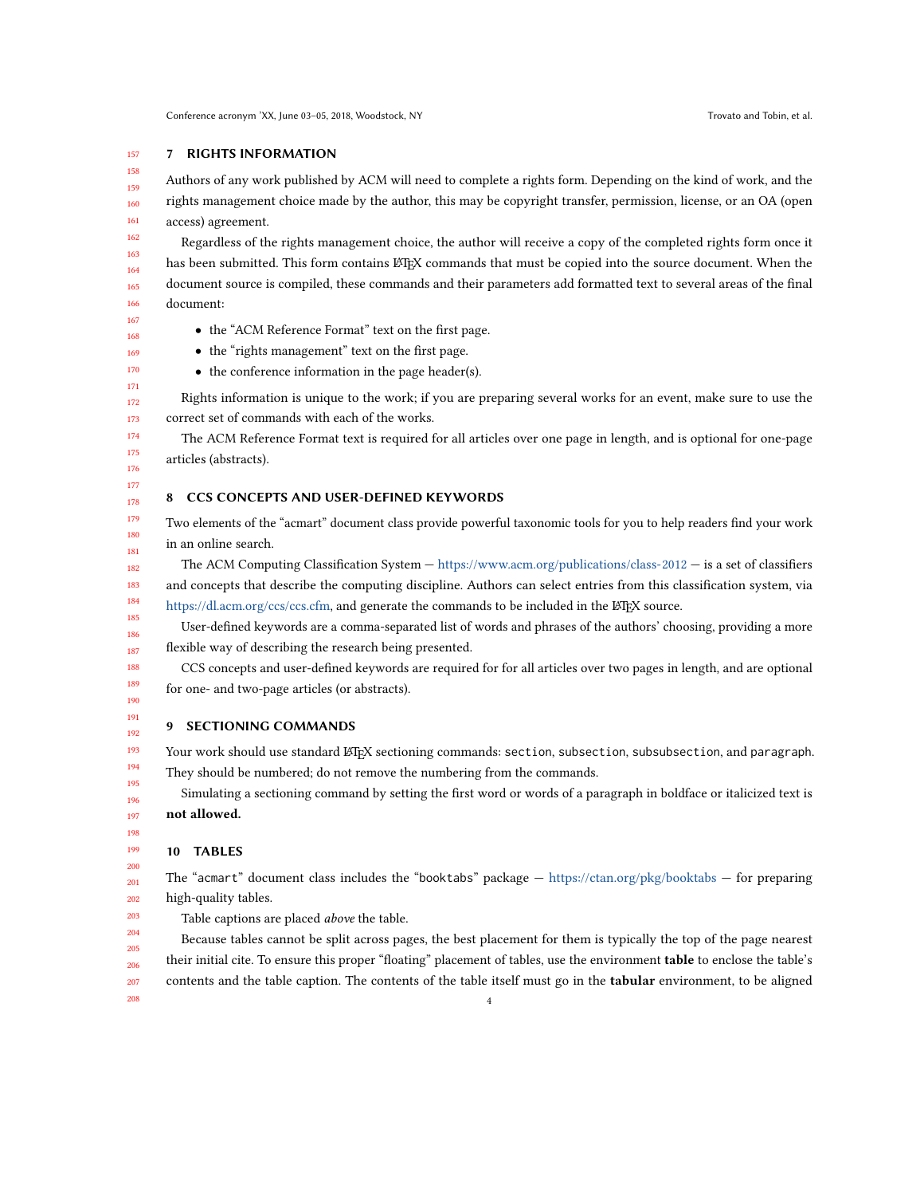## 7 RIGHTS INFORMATION

Authors of any work published by ACM will need to complete a rights form. Depending on the kind of work, and the rights management choice made by the author, this may be copyright transfer, permission, license, or an OA (open access) agreement.

Regardless of the rights management choice, the author will receive a copy of the completed rights form once it has been submitted. This form contains LaTeX commands that must be copied into the source document. When the document source is compiled, these commands and their parameters add formatted text to several areas of the final document:

- the "ACM Reference Format" text on the first page.
- the "rights management" text on the first page.
- the conference information in the page header(s).

Rights information is unique to the work; if you are preparing several works for an event, make sure to use the correct set of commands with each of the works.

The ACM Reference Format text is required for all articles over one page in length, and is optional for one-page articles (abstracts).

## 8 CCS CONCEPTS AND USER-DEFINED KEYWORDS

Two elements of the "acmart" document class provide powerful taxonomic tools for you to help readers find your work in an online search.

The ACM Computing Classification System — https://www.acm.org/publications/class-2012 — is a set of classifiers and concepts that describe the computing discipline. Authors can select entries from this classification system, via https://dl.acm.org/ccs/ccs.cfm, and generate the commands to be included in the LaTeX source.

User-defined keywords are a comma-separated list of words and phrases of the authors' choosing, providing a more flexible way of describing the research being presented.

CCS concepts and user-defined keywords are required for for all articles over two pages in length, and are optional for one- and two-page articles (or abstracts).

## 9 SECTIONING COMMANDS

Your work should use standard LaTeX sectioning commands: `section`, `subsection`, `subsubsection`, and `paragraph`. They should be numbered; do not remove the numbering from the commands.

Simulating a sectioning command by setting the first word or words of a paragraph in boldface or italicized text is **not allowed.**

## 10 TABLES

The "`acmart`" document class includes the "`booktabs`" package — https://ctan.org/pkg/booktabs — for preparing high-quality tables.

Table captions are placed *above* the table.

Because tables cannot be split across pages, the best placement for them is typically the top of the page nearest their initial cite. To ensure this proper "floating" placement of tables, use the environment **table** to enclose the table's contents and the table caption. The contents of the table itself must go in the **tabular** environment, to be aligned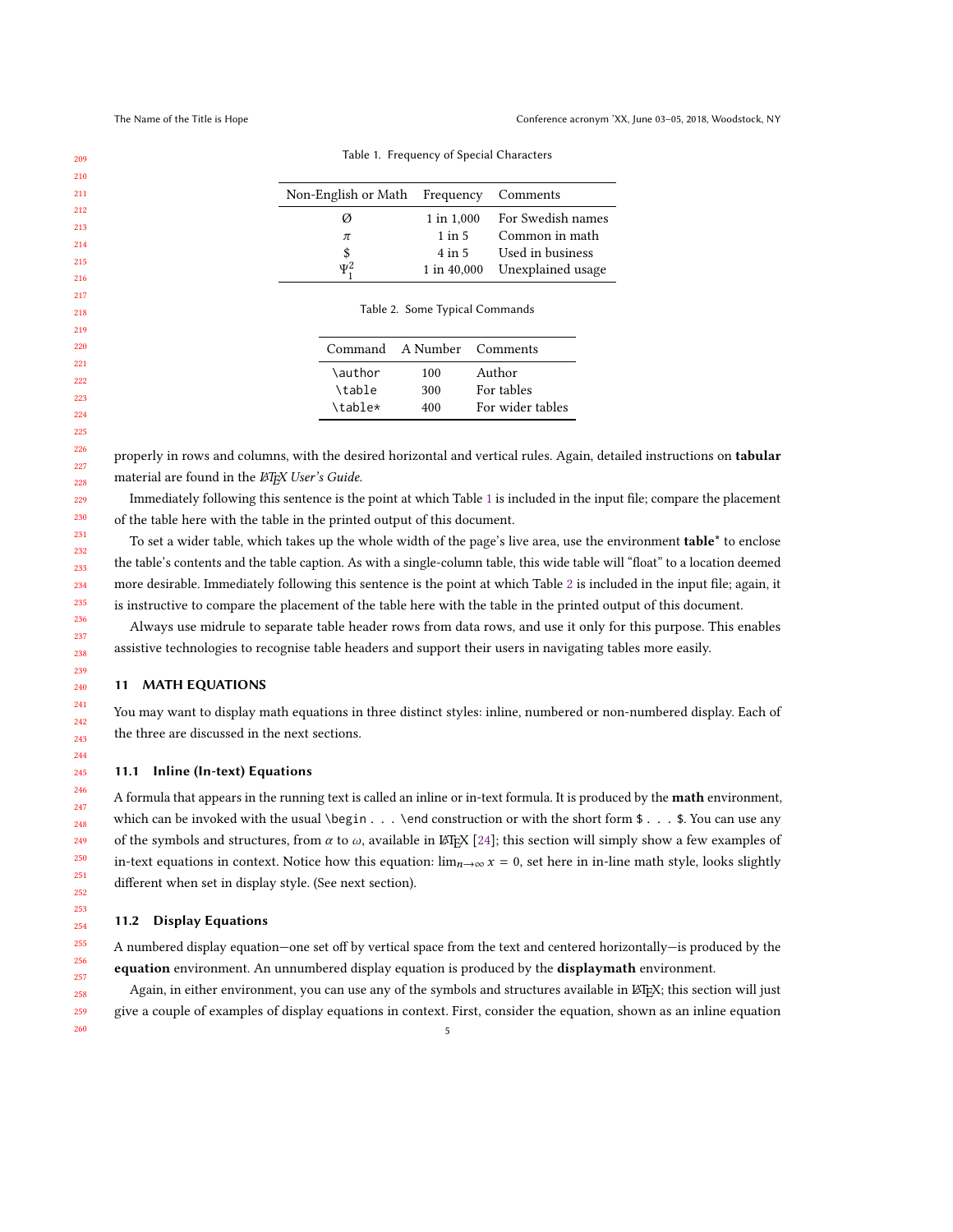Table 1. Frequency of Special Characters

| Non-English or Math | Frequency | Comments |
| --- | --- | --- |
| Ø | 1 in 1,000 | For Swedish names |
| $\pi$ | 1 in 5 | Common in math |
| $ | 4 in 5 | Used in business |
| $\Psi_1^2$ | 1 in 40,000 | Unexplained usage |

Table 2. Some Typical Commands

| Command | A Number | Comments |
| --- | --- | --- |
| `\author` | 100 | Author |
| `\table` | 300 | For tables |
| `\table*` | 400 | For wider tables |

properly in rows and columns, with the desired horizontal and vertical rules. Again, detailed instructions on **tabular** material are found in the *LaTeX User's Guide*.

Immediately following this sentence is the point at which Table 1 is included in the input file; compare the placement of the table here with the table in the printed output of this document.

To set a wider table, which takes up the whole width of the page's live area, use the environment **table*** to enclose the table's contents and the table caption. As with a single-column table, this wide table will "float" to a location deemed more desirable. Immediately following this sentence is the point at which Table 2 is included in the input file; again, it is instructive to compare the placement of the table here with the table in the printed output of this document.

Always use midrule to separate table header rows from data rows, and use it only for this purpose. This enables assistive technologies to recognise table headers and support their users in navigating tables more easily.

## 11 MATH EQUATIONS

You may want to display math equations in three distinct styles: inline, numbered or non-numbered display. Each of the three are discussed in the next sections.

### 11.1 Inline (In-text) Equations

A formula that appears in the running text is called an inline or in-text formula. It is produced by the **math** environment, which can be invoked with the usual `\begin . . . \end` construction or with the short form `$ . . . $`. You can use any of the symbols and structures, from $\alpha$ to $\omega$, available in LaTeX [24]; this section will simply show a few examples of in-text equations in context. Notice how this equation: $\lim_{n\rightarrow \infty} x = 0$, set here in in-line math style, looks slightly different when set in display style. (See next section).

### 11.2 Display Equations

A numbered display equation—one set off by vertical space from the text and centered horizontally—is produced by the **equation** environment. An unnumbered display equation is produced by the **displaymath** environment.

Again, in either environment, you can use any of the symbols and structures available in LaTeX; this section will just give a couple of examples of display equations in context. First, consider the equation, shown as an inline equation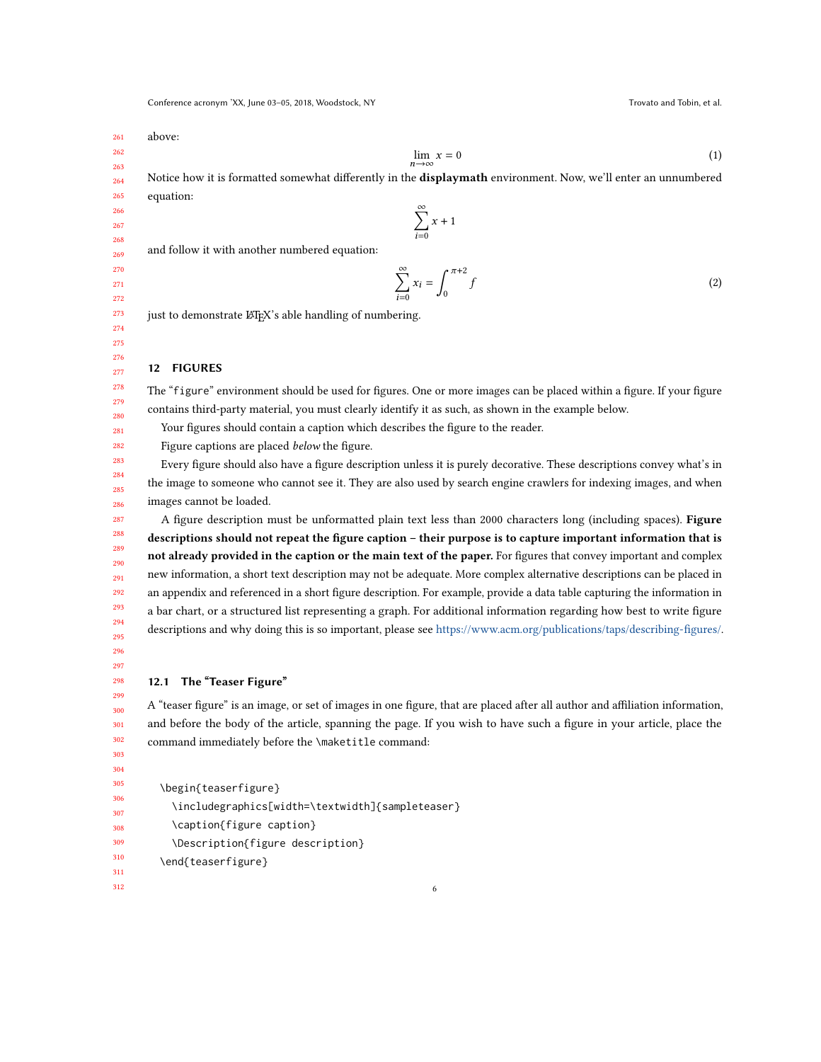above:

$$\lim_{n\rightarrow\infty} x = 0 \tag{1}$$

Notice how it is formatted somewhat differently in the **displaymath** environment. Now, we'll enter an unnumbered equation:

$$\sum_{i=0}^{\infty} x + 1$$

and follow it with another numbered equation:

$$\sum_{i=0}^{\infty} x_i = \int_{0}^{\pi+2} f \tag{2}$$

just to demonstrate LaTeX's able handling of numbering.

## 12 FIGURES

The "figure" environment should be used for figures. One or more images can be placed within a figure. If your figure contains third-party material, you must clearly identify it as such, as shown in the example below.

Your figures should contain a caption which describes the figure to the reader.

Figure captions are placed *below* the figure.

Every figure should also have a figure description unless it is purely decorative. These descriptions convey what's in the image to someone who cannot see it. They are also used by search engine crawlers for indexing images, and when images cannot be loaded.

A figure description must be unformatted plain text less than 2000 characters long (including spaces). **Figure descriptions should not repeat the figure caption – their purpose is to capture important information that is not already provided in the caption or the main text of the paper.** For figures that convey important and complex new information, a short text description may not be adequate. More complex alternative descriptions can be placed in an appendix and referenced in a short figure description. For example, provide a data table capturing the information in a bar chart, or a structured list representing a graph. For additional information regarding how best to write figure descriptions and why doing this is so important, please see https://www.acm.org/publications/taps/describing-figures/.

### 12.1 The "Teaser Figure"

A "teaser figure" is an image, or set of images in one figure, that are placed after all author and affiliation information, and before the body of the article, spanning the page. If you wish to have such a figure in your article, place the command immediately before the \maketitle command:

```
\begin{teaserfigure}
  \includegraphics[width=\textwidth]{sampleteaser}
  \caption{figure caption}
  \Description{figure description}
\end{teaserfigure}
```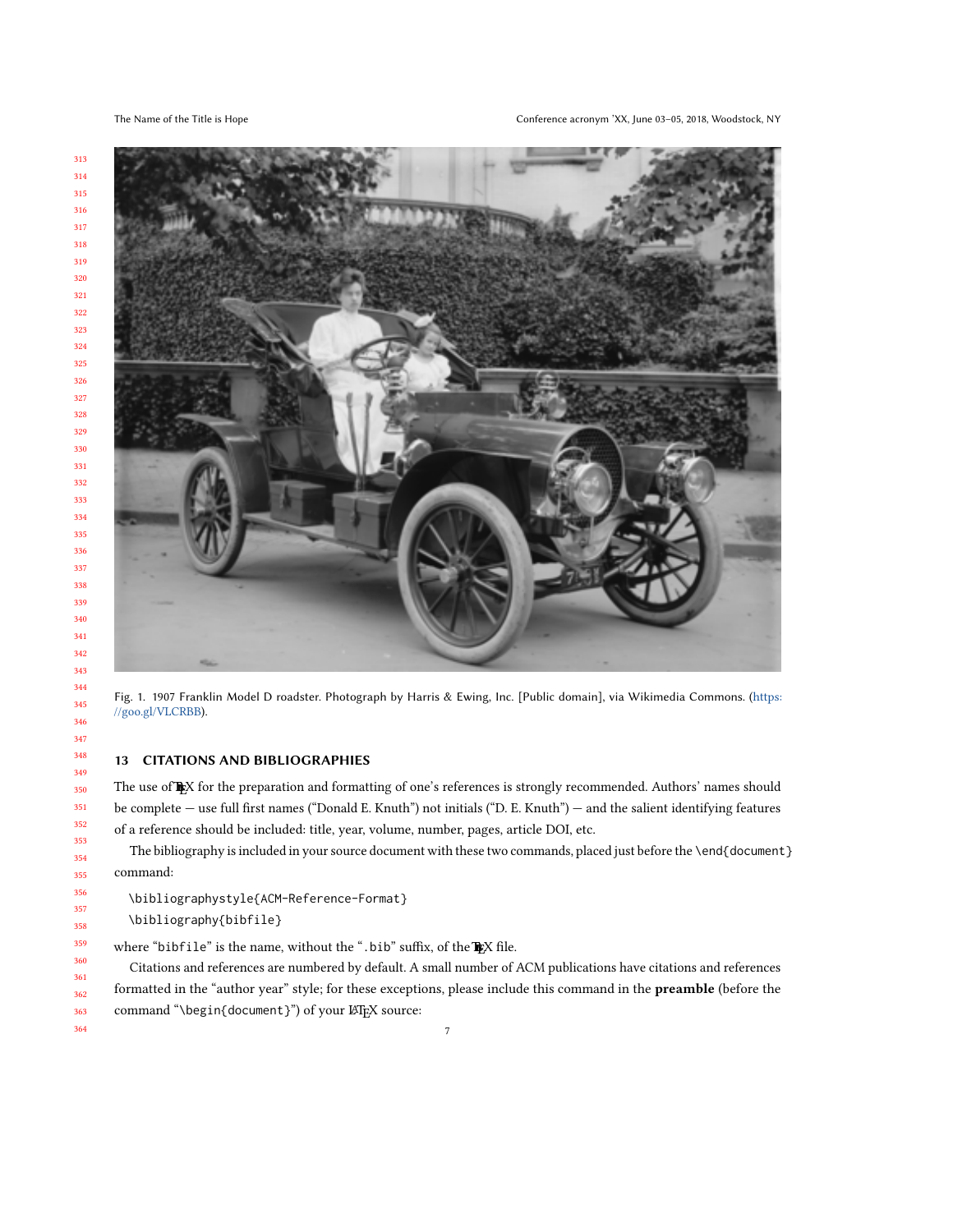Fig. 1. 1907 Franklin Model D roadster. Photograph by Harris & Ewing, Inc. [Public domain], via Wikimedia Commons. (https://goo.gl/VLCRBB).

## 13 CITATIONS AND BIBLIOGRAPHIES

The use of BibTeX for the preparation and formatting of one's references is strongly recommended. Authors' names should be complete — use full first names ("Donald E. Knuth") not initials ("D. E. Knuth") — and the salient identifying features of a reference should be included: title, year, volume, number, pages, article DOI, etc.

The bibliography is included in your source document with these two commands, placed just before the `\end{document}` command:

```
\bibliographystyle{ACM-Reference-Format}
\bibliography{bibfile}
```

where "`bibfile`" is the name, without the "`.bib`" suffix, of the BibTeX file.

Citations and references are numbered by default. A small number of ACM publications have citations and references formatted in the "author year" style; for these exceptions, please include this command in the **preamble** (before the command "`\begin{document}`") of your LaTeX source: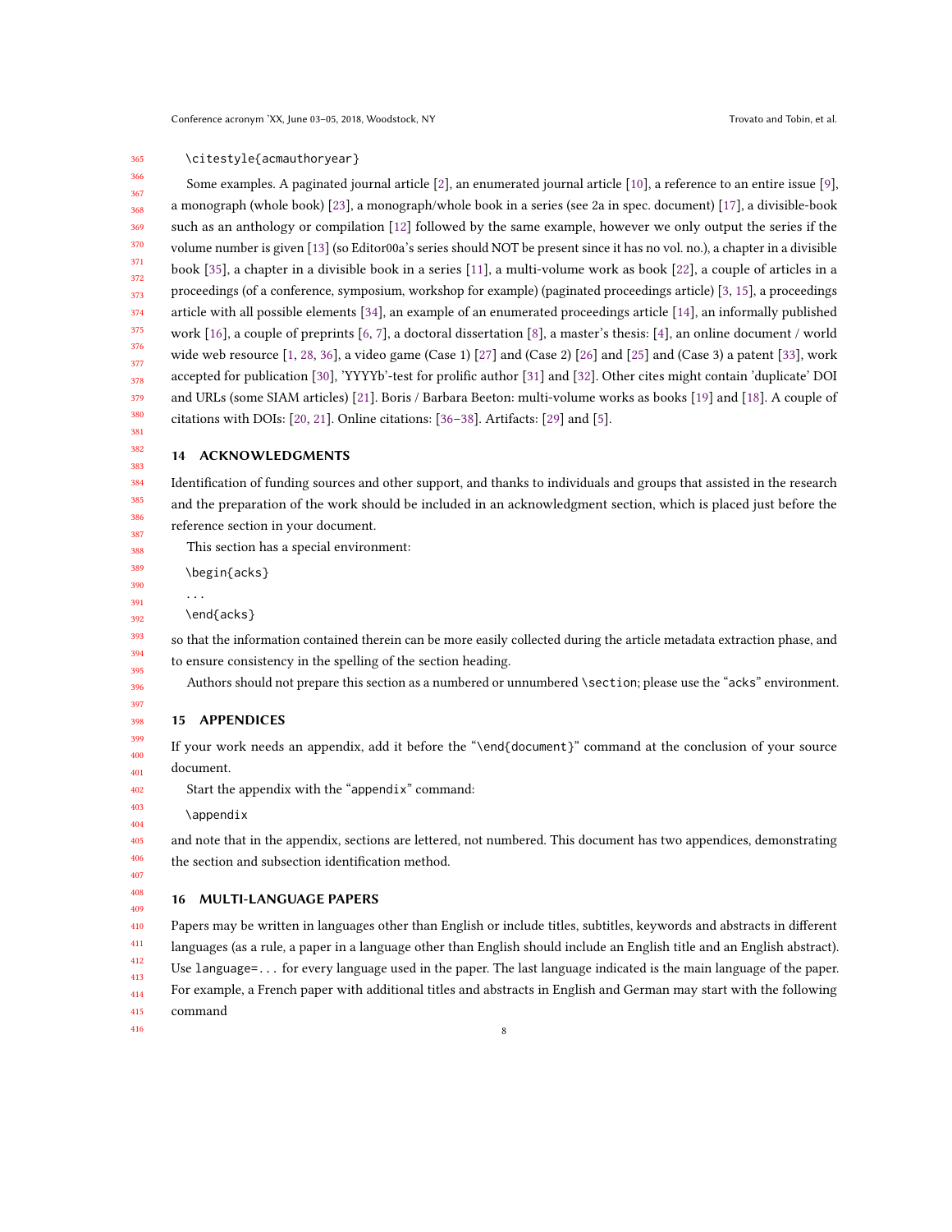```
\citestyle{acmauthoryear}
```

Some examples. A paginated journal article [2], an enumerated journal article [10], a reference to an entire issue [9], a monograph (whole book) [23], a monograph/whole book in a series (see 2a in spec. document) [17], a divisible-book such as an anthology or compilation [12] followed by the same example, however we only output the series if the volume number is given [13] (so Editor00a's series should NOT be present since it has no vol. no.), a chapter in a divisible book [35], a chapter in a divisible book in a series [11], a multi-volume work as book [22], a couple of articles in a proceedings (of a conference, symposium, workshop for example) (paginated proceedings article) [3, 15], a proceedings article with all possible elements [34], an example of an enumerated proceedings article [14], an informally published work [16], a couple of preprints [6, 7], a doctoral dissertation [8], a master's thesis: [4], an online document / world wide web resource [1, 28, 36], a video game (Case 1) [27] and (Case 2) [26] and [25] and (Case 3) a patent [33], work accepted for publication [30], 'YYYYb'-test for prolific author [31] and [32]. Other cites might contain 'duplicate' DOI and URLs (some SIAM articles) [21]. Boris / Barbara Beeton: multi-volume works as books [19] and [18]. A couple of citations with DOIs: [20, 21]. Online citations: [36–38]. Artifacts: [29] and [5].

## 14 ACKNOWLEDGMENTS

Identification of funding sources and other support, and thanks to individuals and groups that assisted in the research and the preparation of the work should be included in an acknowledgment section, which is placed just before the reference section in your document.

This section has a special environment:

```
\begin{acks}
...
\end{acks}
```

so that the information contained therein can be more easily collected during the article metadata extraction phase, and to ensure consistency in the spelling of the section heading.

Authors should not prepare this section as a numbered or unnumbered `\section`; please use the "`acks`" environment.

## 15 APPENDICES

If your work needs an appendix, add it before the "`\end{document}`" command at the conclusion of your source document.

Start the appendix with the "`appendix`" command:

```
\appendix
```

and note that in the appendix, sections are lettered, not numbered. This document has two appendices, demonstrating the section and subsection identification method.

## 16 MULTI-LANGUAGE PAPERS

Papers may be written in languages other than English or include titles, subtitles, keywords and abstracts in different languages (as a rule, a paper in a language other than English should include an English title and an English abstract). Use `language=...` for every language used in the paper. The last language indicated is the main language of the paper. For example, a French paper with additional titles and abstracts in English and German may start with the following command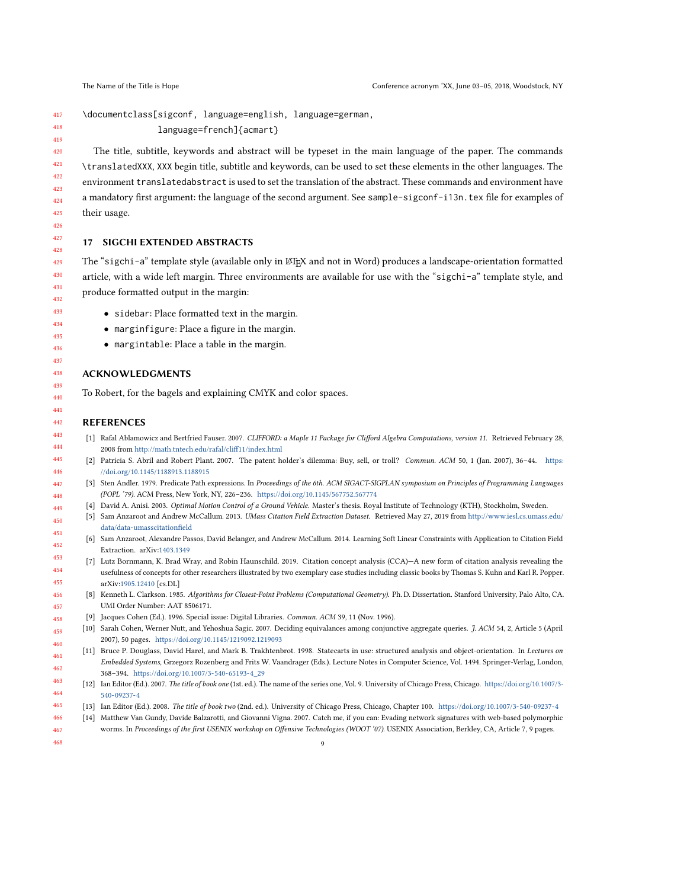```
\documentclass[sigconf, language=english, language=german,
               language=french]{acmart}
```

The title, subtitle, keywords and abstract will be typeset in the main language of the paper. The commands `\translatedXXX`, `XXX` begin title, subtitle and keywords, can be used to set these elements in the other languages. The environment `translatedabstract` is used to set the translation of the abstract. These commands and environment have a mandatory first argument: the language of the second argument. See `sample-sigconf-i13n.tex` file for examples of their usage.

## 17 SIGCHI EXTENDED ABSTRACTS

The "`sigchi-a`" template style (available only in LaTeX and not in Word) produces a landscape-orientation formatted article, with a wide left margin. Three environments are available for use with the "`sigchi-a`" template style, and produce formatted output in the margin:

- `sidebar`: Place formatted text in the margin.
- `marginfigure`: Place a figure in the margin.
- `margintable`: Place a table in the margin.

## ACKNOWLEDGMENTS

To Robert, for the bagels and explaining CMYK and color spaces.

## REFERENCES

[1] Rafal Ablamowicz and Bertfried Fauser. 2007. *CLIFFORD: a Maple 11 Package for Clifford Algebra Computations, version 11.* Retrieved February 28, 2008 from http://math.tntech.edu/rafal/cliff11/index.html

[2] Patricia S. Abril and Robert Plant. 2007. The patent holder's dilemma: Buy, sell, or troll? *Commun. ACM* 50, 1 (Jan. 2007), 36–44. https://doi.org/10.1145/1188913.1188915

[3] Sten Andler. 1979. Predicate Path expressions. In *Proceedings of the 6th. ACM SIGACT-SIGPLAN symposium on Principles of Programming Languages (POPL '79)*. ACM Press, New York, NY, 226–236. https://doi.org/10.1145/567752.567774

[4] David A. Anisi. 2003. *Optimal Motion Control of a Ground Vehicle.* Master's thesis. Royal Institute of Technology (KTH), Stockholm, Sweden.

[5] Sam Anzaroot and Andrew McCallum. 2013. *UMass Citation Field Extraction Dataset.* Retrieved May 27, 2019 from http://www.iesl.cs.umass.edu/data/data-umasscitationfield

[6] Sam Anzaroot, Alexandre Passos, David Belanger, and Andrew McCallum. 2014. Learning Soft Linear Constraints with Application to Citation Field Extraction. arXiv:1403.1349

[7] Lutz Bornmann, K. Brad Wray, and Robin Haunschild. 2019. Citation concept analysis (CCA)—A new form of citation analysis revealing the usefulness of concepts for other researchers illustrated by two exemplary case studies including classic books by Thomas S. Kuhn and Karl R. Popper. arXiv:1905.12410 [cs.DL]

[8] Kenneth L. Clarkson. 1985. *Algorithms for Closest-Point Problems (Computational Geometry).* Ph. D. Dissertation. Stanford University, Palo Alto, CA. UMI Order Number: AAT 8506171.

[9] Jacques Cohen (Ed.). 1996. Special issue: Digital Libraries. *Commun. ACM* 39, 11 (Nov. 1996).

[10] Sarah Cohen, Werner Nutt, and Yehoshua Sagic. 2007. Deciding equivalances among conjunctive aggregate queries. *J. ACM* 54, 2, Article 5 (April 2007), 50 pages. https://doi.org/10.1145/1219092.1219093

[11] Bruce P. Douglass, David Harel, and Mark B. Trakhtenbrot. 1998. Statecarts in use: structured analysis and object-orientation. In *Lectures on Embedded Systems*, Grzegorz Rozenberg and Frits W. Vaandrager (Eds.). Lecture Notes in Computer Science, Vol. 1494. Springer-Verlag, London, 368–394. https://doi.org/10.1007/3-540-65193-4_29

[12] Ian Editor (Ed.). 2007. *The title of book one* (1st. ed.). The name of the series one, Vol. 9. University of Chicago Press, Chicago. https://doi.org/10.1007/3-540-09237-4

[13] Ian Editor (Ed.). 2008. *The title of book two* (2nd. ed.). University of Chicago Press, Chicago, Chapter 100. https://doi.org/10.1007/3-540-09237-4

[14] Matthew Van Gundy, Davide Balzarotti, and Giovanni Vigna. 2007. Catch me, if you can: Evading network signatures with web-based polymorphic worms. In *Proceedings of the first USENIX workshop on Offensive Technologies (WOOT '07)*. USENIX Association, Berkley, CA, Article 7, 9 pages.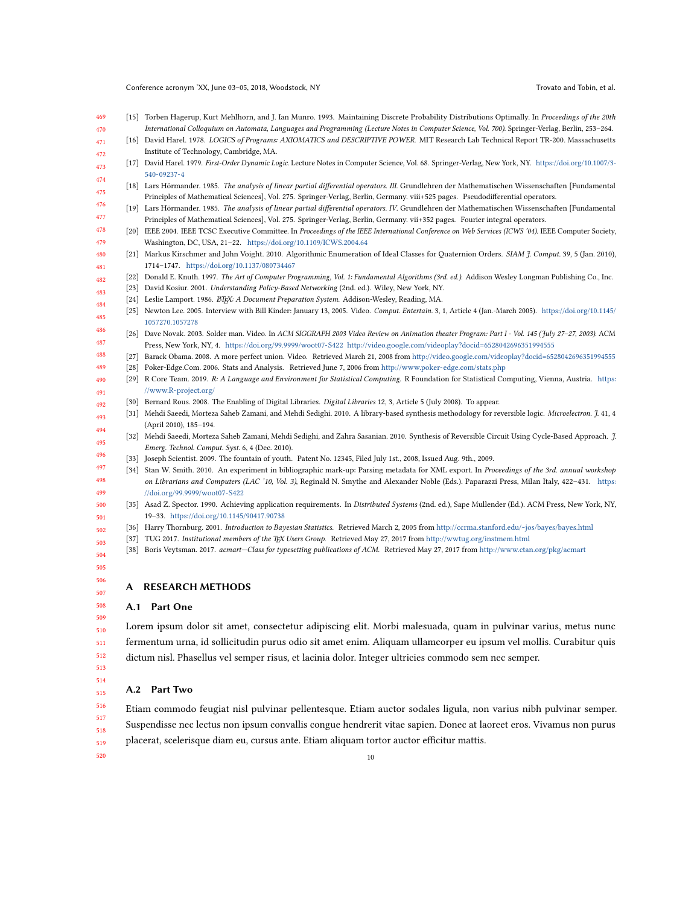[15] Torben Hagerup, Kurt Mehlhorn, and J. Ian Munro. 1993. Maintaining Discrete Probability Distributions Optimally. In *Proceedings of the 20th International Colloquium on Automata, Languages and Programming (Lecture Notes in Computer Science, Vol. 700)*. Springer-Verlag, Berlin, 253–264.

[16] David Harel. 1978. *LOGICS of Programs: AXIOMATICS and DESCRIPTIVE POWER*. MIT Research Lab Technical Report TR-200. Massachusetts Institute of Technology, Cambridge, MA.

[17] David Harel. 1979. *First-Order Dynamic Logic*. Lecture Notes in Computer Science, Vol. 68. Springer-Verlag, New York, NY. https://doi.org/10.1007/3-540-09237-4

[18] Lars Hörmander. 1985. *The analysis of linear partial differential operators. III*. Grundlehren der Mathematischen Wissenschaften [Fundamental Principles of Mathematical Sciences], Vol. 275. Springer-Verlag, Berlin, Germany. viii+525 pages. Pseudodifferential operators.

[19] Lars Hörmander. 1985. *The analysis of linear partial differential operators. IV*. Grundlehren der Mathematischen Wissenschaften [Fundamental Principles of Mathematical Sciences], Vol. 275. Springer-Verlag, Berlin, Germany. vii+352 pages. Fourier integral operators.

[20] IEEE 2004. IEEE TCSC Executive Committee. In *Proceedings of the IEEE International Conference on Web Services (ICWS '04)*. IEEE Computer Society, Washington, DC, USA, 21–22. https://doi.org/10.1109/ICWS.2004.64

[21] Markus Kirschmer and John Voight. 2010. Algorithmic Enumeration of Ideal Classes for Quaternion Orders. *SIAM J. Comput.* 39, 5 (Jan. 2010), 1714–1747. https://doi.org/10.1137/080734467

[22] Donald E. Knuth. 1997. *The Art of Computer Programming, Vol. 1: Fundamental Algorithms (3rd. ed.)*. Addison Wesley Longman Publishing Co., Inc.

[23] David Kosiur. 2001. *Understanding Policy-Based Networking* (2nd. ed.). Wiley, New York, NY.

[24] Leslie Lamport. 1986. *LaTeX: A Document Preparation System*. Addison-Wesley, Reading, MA.

[25] Newton Lee. 2005. Interview with Bill Kinder: January 13, 2005. Video. *Comput. Entertain.* 3, 1, Article 4 (Jan.-March 2005). https://doi.org/10.1145/1057270.1057278

[26] Dave Novak. 2003. Solder man. Video. In *ACM SIGGRAPH 2003 Video Review on Animation theater Program: Part I - Vol. 145 (July 27–27, 2003)*. ACM Press, New York, NY, 4. https://doi.org/99.9999/woot07-S422 http://video.google.com/videoplay?docid=6528042696351994555

[27] Barack Obama. 2008. A more perfect union. Video. Retrieved March 21, 2008 from http://video.google.com/videoplay?docid=6528042696351994555

[28] Poker-Edge.Com. 2006. Stats and Analysis. Retrieved June 7, 2006 from http://www.poker-edge.com/stats.php

[29] R Core Team. 2019. *R: A Language and Environment for Statistical Computing*. R Foundation for Statistical Computing, Vienna, Austria. https://www.R-project.org/

[30] Bernard Rous. 2008. The Enabling of Digital Libraries. *Digital Libraries* 12, 3, Article 5 (July 2008). To appear.

[31] Mehdi Saeedi, Morteza Saheb Zamani, and Mehdi Sedighi. 2010. A library-based synthesis methodology for reversible logic. *Microelectron. J.* 41, 4 (April 2010), 185–194.

[32] Mehdi Saeedi, Morteza Saheb Zamani, Mehdi Sedighi, and Zahra Sasanian. 2010. Synthesis of Reversible Circuit Using Cycle-Based Approach. *J. Emerg. Technol. Comput. Syst.* 6, 4 (Dec. 2010).

[33] Joseph Scientist. 2009. The fountain of youth. Patent No. 12345, Filed July 1st., 2008, Issued Aug. 9th., 2009.

[34] Stan W. Smith. 2010. An experiment in bibliographic mark-up: Parsing metadata for XML export. In *Proceedings of the 3rd. annual workshop on Librarians and Computers (LAC '10, Vol. 3)*, Reginald N. Smythe and Alexander Noble (Eds.). Paparazzi Press, Milan Italy, 422–431. https://doi.org/99.9999/woot07-S422

[35] Asad Z. Spector. 1990. Achieving application requirements. In *Distributed Systems* (2nd. ed.), Sape Mullender (Ed.). ACM Press, New York, NY, 19–33. https://doi.org/10.1145/90417.90738

[36] Harry Thornburg. 2001. *Introduction to Bayesian Statistics*. Retrieved March 2, 2005 from http://ccrma.stanford.edu/~jos/bayes/bayes.html

[37] TUG 2017. *Institutional members of the TeX Users Group*. Retrieved May 27, 2017 from http://wwtug.org/instmem.html

[38] Boris Veytsman. 2017. *acmart—Class for typesetting publications of ACM*. Retrieved May 27, 2017 from http://www.ctan.org/pkg/acmart

# A RESEARCH METHODS

## A.1 Part One

Lorem ipsum dolor sit amet, consectetur adipiscing elit. Morbi malesuada, quam in pulvinar varius, metus nunc fermentum urna, id sollicitudin purus odio sit amet enim. Aliquam ullamcorper eu ipsum vel mollis. Curabitur quis dictum nisl. Phasellus vel semper risus, et lacinia dolor. Integer ultricies commodo sem nec semper.

## A.2 Part Two

Etiam commodo feugiat nisl pulvinar pellentesque. Etiam auctor sodales ligula, non varius nibh pulvinar semper. Suspendisse nec lectus non ipsum convallis congue hendrerit vitae sapien. Donec at laoreet eros. Vivamus non purus placerat, scelerisque diam eu, cursus ante. Etiam aliquam tortor auctor efficitur mattis.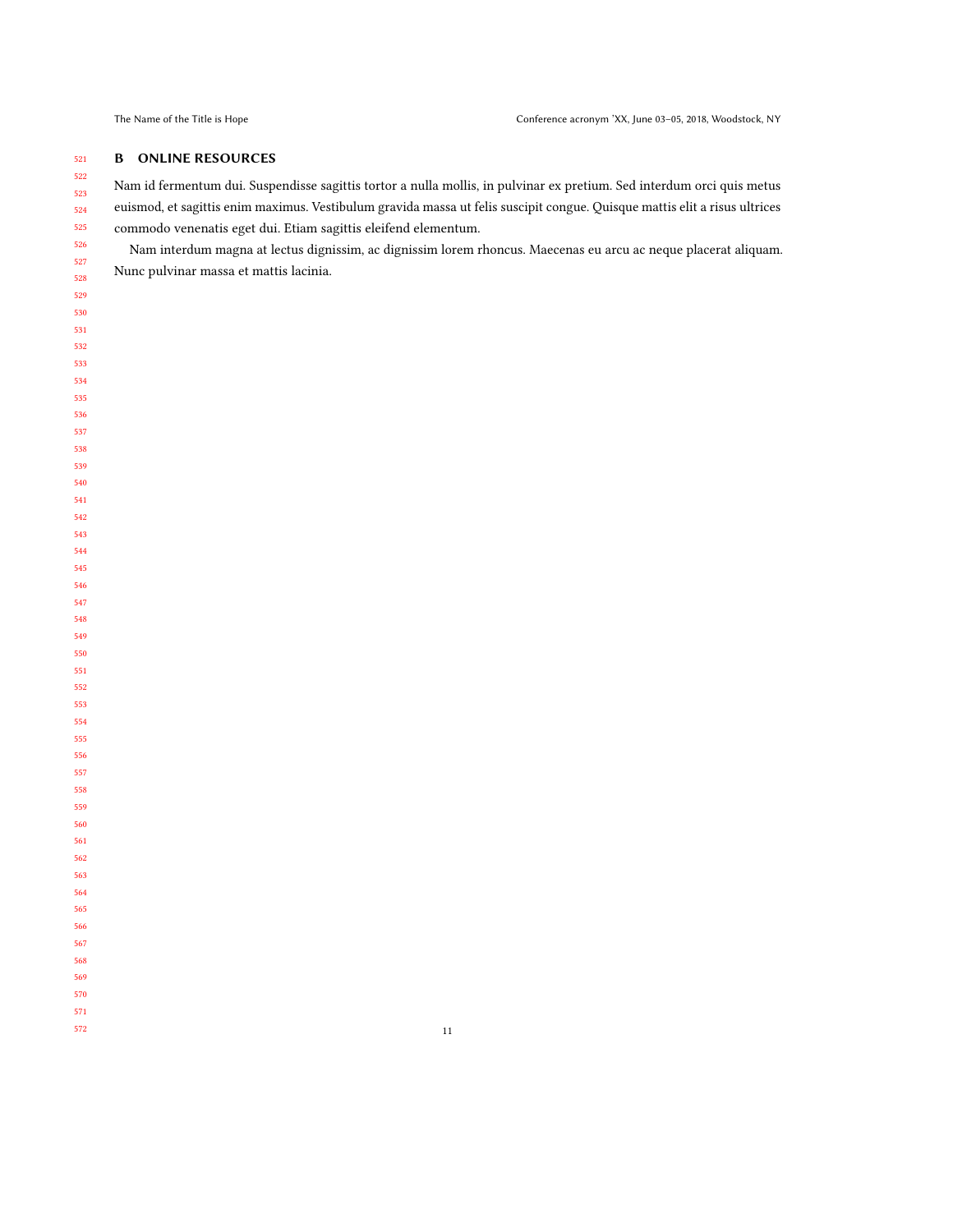## B ONLINE RESOURCES

Nam id fermentum dui. Suspendisse sagittis tortor a nulla mollis, in pulvinar ex pretium. Sed interdum orci quis metus euismod, et sagittis enim maximus. Vestibulum gravida massa ut felis suscipit congue. Quisque mattis elit a risus ultrices commodo venenatis eget dui. Etiam sagittis eleifend elementum.

Nam interdum magna at lectus dignissim, ac dignissim lorem rhoncus. Maecenas eu arcu ac neque placerat aliquam. Nunc pulvinar massa et mattis lacinia.